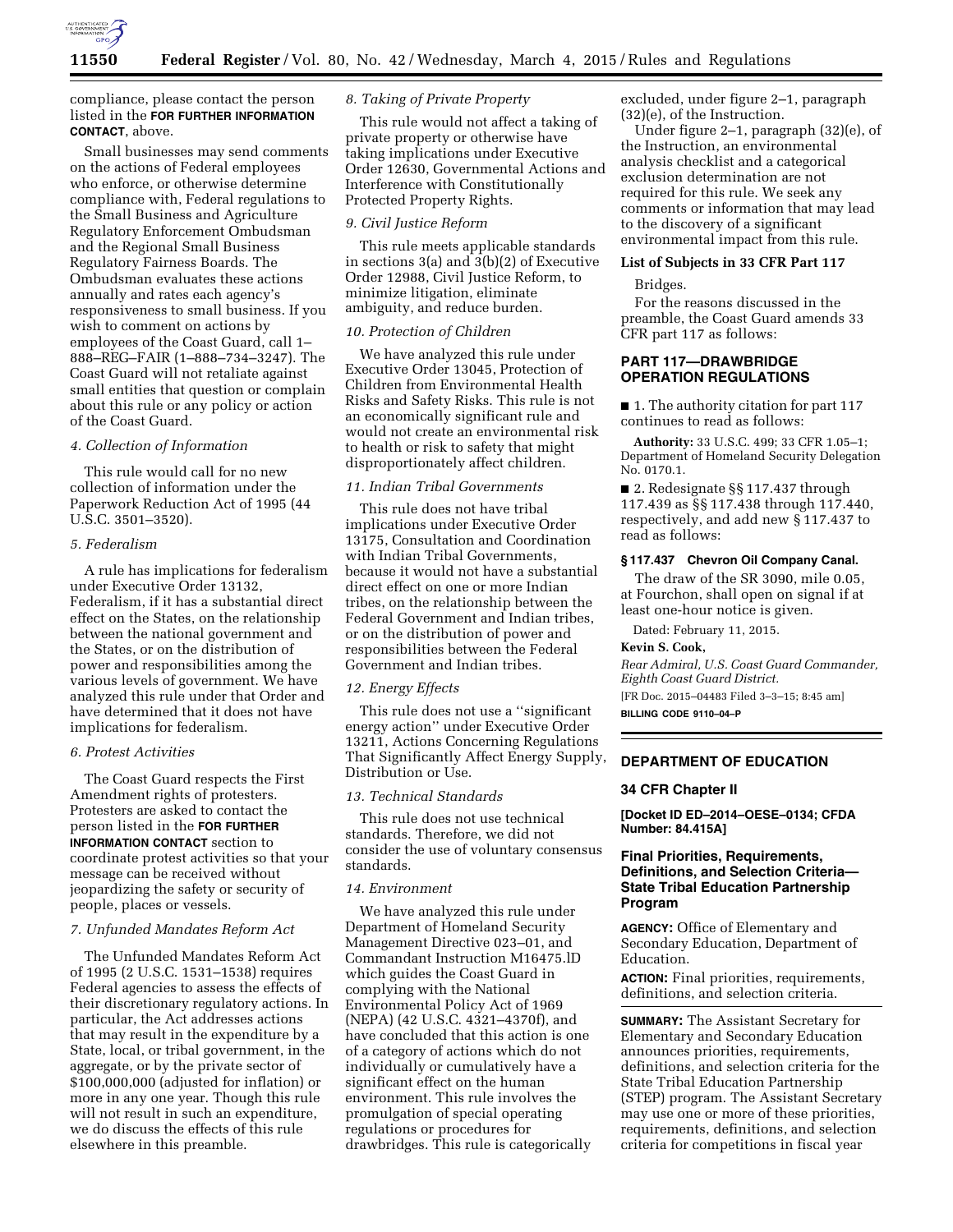compliance, please contact the person listed in the **FOR FURTHER INFORMATION CONTACT**, above.

Small businesses may send comments on the actions of Federal employees who enforce, or otherwise determine compliance with, Federal regulations to the Small Business and Agriculture Regulatory Enforcement Ombudsman and the Regional Small Business Regulatory Fairness Boards. The Ombudsman evaluates these actions annually and rates each agency's responsiveness to small business. If you wish to comment on actions by employees of the Coast Guard, call 1–888–REG–FAIR (1–888–734–3247). The Coast Guard will not retaliate against small entities that question or complain about this rule or any policy or action of the Coast Guard.

*4. Collection of Information*

This rule would call for no new collection of information under the Paperwork Reduction Act of 1995 (44 U.S.C. 3501–3520).

*5. Federalism*

A rule has implications for federalism under Executive Order 13132, Federalism, if it has a substantial direct effect on the States, on the relationship between the national government and the States, or on the distribution of power and responsibilities among the various levels of government. We have analyzed this rule under that Order and have determined that it does not have implications for federalism.

*6. Protest Activities*

The Coast Guard respects the First Amendment rights of protesters. Protesters are asked to contact the person listed in the **FOR FURTHER INFORMATION CONTACT** section to coordinate protest activities so that your message can be received without jeopardizing the safety or security of people, places or vessels.

*7. Unfunded Mandates Reform Act*

The Unfunded Mandates Reform Act of 1995 (2 U.S.C. 1531–1538) requires Federal agencies to assess the effects of their discretionary regulatory actions. In particular, the Act addresses actions that may result in the expenditure by a State, local, or tribal government, in the aggregate, or by the private sector of $100,000,000 (adjusted for inflation) or more in any one year. Though this rule will not result in such an expenditure, we do discuss the effects of this rule elsewhere in this preamble.

*8. Taking of Private Property*

This rule would not affect a taking of private property or otherwise have taking implications under Executive Order 12630, Governmental Actions and Interference with Constitutionally Protected Property Rights.

*9. Civil Justice Reform*

This rule meets applicable standards in sections 3(a) and 3(b)(2) of Executive Order 12988, Civil Justice Reform, to minimize litigation, eliminate ambiguity, and reduce burden.

*10. Protection of Children*

We have analyzed this rule under Executive Order 13045, Protection of Children from Environmental Health Risks and Safety Risks. This rule is not an economically significant rule and would not create an environmental risk to health or risk to safety that might disproportionately affect children.

*11. Indian Tribal Governments*

This rule does not have tribal implications under Executive Order 13175, Consultation and Coordination with Indian Tribal Governments, because it would not have a substantial direct effect on one or more Indian tribes, on the relationship between the Federal Government and Indian tribes, or on the distribution of power and responsibilities between the Federal Government and Indian tribes.

*12. Energy Effects*

This rule does not use a "significant energy action" under Executive Order 13211, Actions Concerning Regulations That Significantly Affect Energy Supply, Distribution or Use.

*13. Technical Standards*

This rule does not use technical standards. Therefore, we did not consider the use of voluntary consensus standards.

*14. Environment*

We have analyzed this rule under Department of Homeland Security Management Directive 023–01, and Commandant Instruction M16475.lD which guides the Coast Guard in complying with the National Environmental Policy Act of 1969 (NEPA) (42 U.S.C. 4321–4370f), and have concluded that this action is one of a category of actions which do not individually or cumulatively have a significant effect on the human environment. This rule involves the promulgation of special operating regulations or procedures for drawbridges. This rule is categorically excluded, under figure 2–1, paragraph (32)(e), of the Instruction.

Under figure 2–1, paragraph (32)(e), of the Instruction, an environmental analysis checklist and a categorical exclusion determination are not required for this rule. We seek any comments or information that may lead to the discovery of a significant environmental impact from this rule.

**List of Subjects in 33 CFR Part 117**

Bridges.

For the reasons discussed in the preamble, the Coast Guard amends 33 CFR part 117 as follows:

## PART 117—DRAWBRIDGE OPERATION REGULATIONS

■ 1. The authority citation for part 117 continues to read as follows:

**Authority:** 33 U.S.C. 499; 33 CFR 1.05–1; Department of Homeland Security Delegation No. 0170.1.

■ 2. Redesignate §§ 117.437 through 117.439 as §§ 117.438 through 117.440, respectively, and add new § 117.437 to read as follows:

**§ 117.437 Chevron Oil Company Canal.**

The draw of the SR 3090, mile 0.05, at Fourchon, shall open on signal if at least one-hour notice is given.

Dated: February 11, 2015.

**Kevin S. Cook,**

*Rear Admiral, U.S. Coast Guard Commander, Eighth Coast Guard District.*

[FR Doc. 2015–04483 Filed 3–3–15; 8:45 am]

**BILLING CODE 9110–04–P**

---

## DEPARTMENT OF EDUCATION

### 34 CFR Chapter II

**[Docket ID ED–2014–OESE–0134; CFDA Number: 84.415A]**

### Final Priorities, Requirements, Definitions, and Selection Criteria—State Tribal Education Partnership Program

**AGENCY:** Office of Elementary and Secondary Education, Department of Education.

**ACTION:** Final priorities, requirements, definitions, and selection criteria.

**SUMMARY:** The Assistant Secretary for Elementary and Secondary Education announces priorities, requirements, definitions, and selection criteria for the State Tribal Education Partnership (STEP) program. The Assistant Secretary may use one or more of these priorities, requirements, definitions, and selection criteria for competitions in fiscal year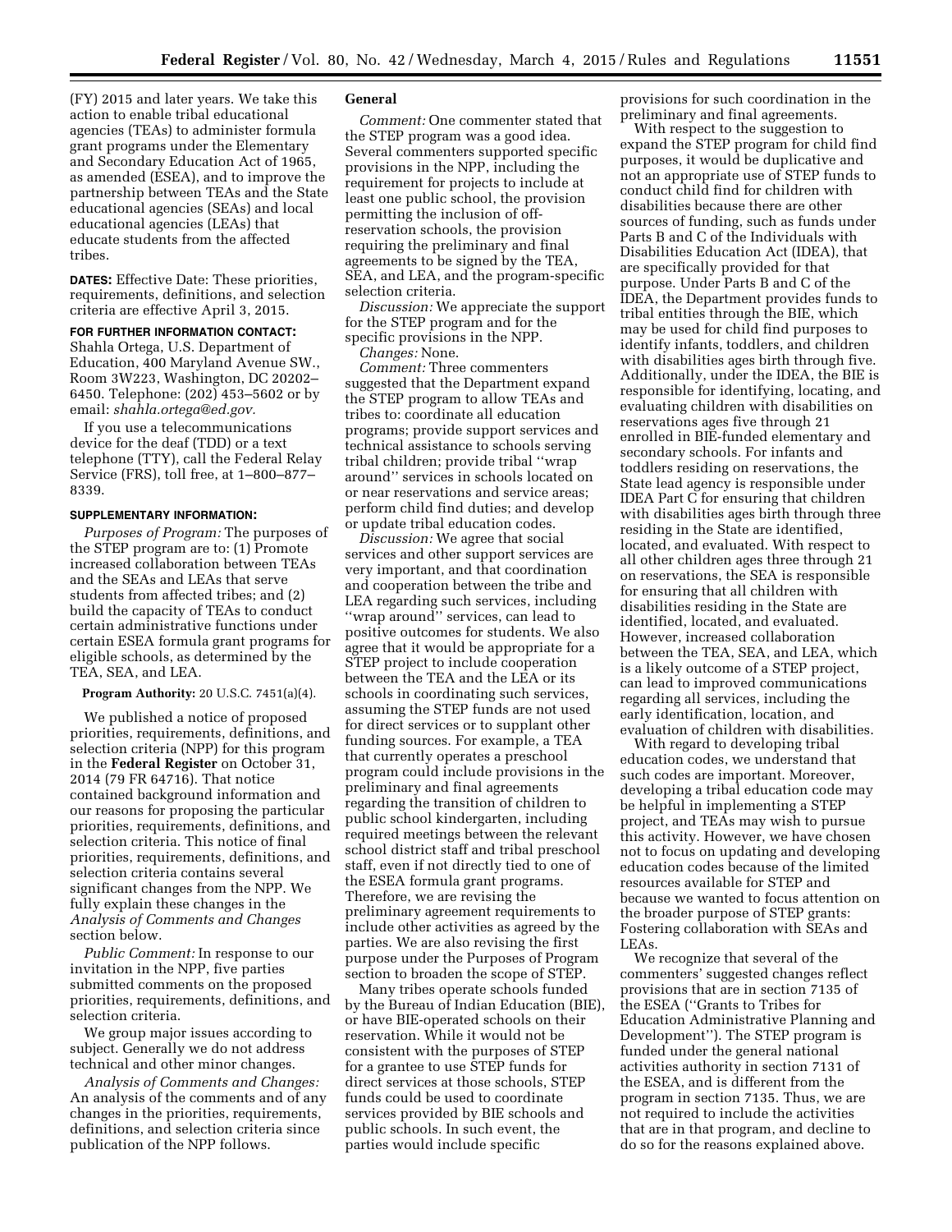(FY) 2015 and later years. We take this action to enable tribal educational agencies (TEAs) to administer formula grant programs under the Elementary and Secondary Education Act of 1965, as amended (ESEA), and to improve the partnership between TEAs and the State educational agencies (SEAs) and local educational agencies (LEAs) that educate students from the affected tribes.

**DATES:** Effective Date: These priorities, requirements, definitions, and selection criteria are effective April 3, 2015.

**FOR FURTHER INFORMATION CONTACT:** Shahla Ortega, U.S. Department of Education, 400 Maryland Avenue SW., Room 3W223, Washington, DC 20202–6450. Telephone: (202) 453–5602 or by email: *shahla.ortega@ed.gov.*

If you use a telecommunications device for the deaf (TDD) or a text telephone (TTY), call the Federal Relay Service (FRS), toll free, at 1–800–877–8339.

**SUPPLEMENTARY INFORMATION:**

*Purposes of Program:* The purposes of the STEP program are to: (1) Promote increased collaboration between TEAs and the SEAs and LEAs that serve students from affected tribes; and (2) build the capacity of TEAs to conduct certain administrative functions under certain ESEA formula grant programs for eligible schools, as determined by the TEA, SEA, and LEA.

**Program Authority:** 20 U.S.C. 7451(a)(4).

We published a notice of proposed priorities, requirements, definitions, and selection criteria (NPP) for this program in the **Federal Register** on October 31, 2014 (79 FR 64716). That notice contained background information and our reasons for proposing the particular priorities, requirements, definitions, and selection criteria. This notice of final priorities, requirements, definitions, and selection criteria contains several significant changes from the NPP. We fully explain these changes in the *Analysis of Comments and Changes* section below.

*Public Comment:* In response to our invitation in the NPP, five parties submitted comments on the proposed priorities, requirements, definitions, and selection criteria.

We group major issues according to subject. Generally we do not address technical and other minor changes.

*Analysis of Comments and Changes:* An analysis of the comments and of any changes in the priorities, requirements, definitions, and selection criteria since publication of the NPP follows.

**General**

*Comment:* One commenter stated that the STEP program was a good idea. Several commenters supported specific provisions in the NPP, including the requirement for projects to include at least one public school, the provision permitting the inclusion of off-reservation schools, the provision requiring the preliminary and final agreements to be signed by the TEA, SEA, and LEA, and the program-specific selection criteria.

*Discussion:* We appreciate the support for the STEP program and for the specific provisions in the NPP.

*Changes:* None.

*Comment:* Three commenters suggested that the Department expand the STEP program to allow TEAs and tribes to: coordinate all education programs; provide support services and technical assistance to schools serving tribal children; provide tribal ''wrap around'' services in schools located on or near reservations and service areas; perform child find duties; and develop or update tribal education codes.

*Discussion:* We agree that social services and other support services are very important, and that coordination and cooperation between the tribe and LEA regarding such services, including ''wrap around'' services, can lead to positive outcomes for students. We also agree that it would be appropriate for a STEP project to include cooperation between the TEA and the LEA or its schools in coordinating such services, assuming the STEP funds are not used for direct services or to supplant other funding sources. For example, a TEA that currently operates a preschool program could include provisions in the preliminary and final agreements regarding the transition of children to public school kindergarten, including required meetings between the relevant school district staff and tribal preschool staff, even if not directly tied to one of the ESEA formula grant programs. Therefore, we are revising the preliminary agreement requirements to include other activities as agreed by the parties. We are also revising the first purpose under the Purposes of Program section to broaden the scope of STEP.

Many tribes operate schools funded by the Bureau of Indian Education (BIE), or have BIE-operated schools on their reservation. While it would not be consistent with the purposes of STEP for a grantee to use STEP funds for direct services at those schools, STEP funds could be used to coordinate services provided by BIE schools and public schools. In such event, the parties would include specific provisions for such coordination in the preliminary and final agreements.

With respect to the suggestion to expand the STEP program for child find purposes, it would be duplicative and not an appropriate use of STEP funds to conduct child find for children with disabilities because there are other sources of funding, such as funds under Parts B and C of the Individuals with Disabilities Education Act (IDEA), that are specifically provided for that purpose. Under Parts B and C of the IDEA, the Department provides funds to tribal entities through the BIE, which may be used for child find purposes to identify infants, toddlers, and children with disabilities ages birth through five. Additionally, under the IDEA, the BIE is responsible for identifying, locating, and evaluating children with disabilities on reservations ages five through 21 enrolled in BIE-funded elementary and secondary schools. For infants and toddlers residing on reservations, the State lead agency is responsible under IDEA Part C for ensuring that children with disabilities ages birth through three residing in the State are identified, located, and evaluated. With respect to all other children ages three through 21 on reservations, the SEA is responsible for ensuring that all children with disabilities residing in the State are identified, located, and evaluated. However, increased collaboration between the TEA, SEA, and LEA, which is a likely outcome of a STEP project, can lead to improved communications regarding all services, including the early identification, location, and evaluation of children with disabilities.

With regard to developing tribal education codes, we understand that such codes are important. Moreover, developing a tribal education code may be helpful in implementing a STEP project, and TEAs may wish to pursue this activity. However, we have chosen not to focus on updating and developing education codes because of the limited resources available for STEP and because we wanted to focus attention on the broader purpose of STEP grants: Fostering collaboration with SEAs and LEAs.

We recognize that several of the commenters' suggested changes reflect provisions that are in section 7135 of the ESEA (''Grants to Tribes for Education Administrative Planning and Development''). The STEP program is funded under the general national activities authority in section 7131 of the ESEA, and is different from the program in section 7135. Thus, we are not required to include the activities that are in that program, and decline to do so for the reasons explained above.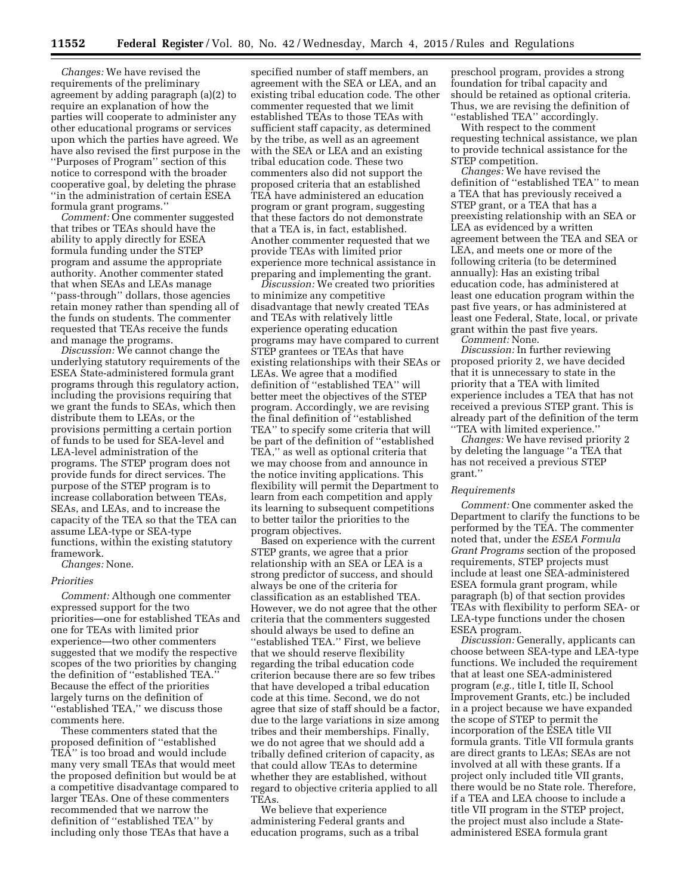*Changes:* We have revised the requirements of the preliminary agreement by adding paragraph (a)(2) to require an explanation of how the parties will cooperate to administer any other educational programs or services upon which the parties have agreed. We have also revised the first purpose in the "Purposes of Program" section of this notice to correspond with the broader cooperative goal, by deleting the phrase "in the administration of certain ESEA formula grant programs."

*Comment:* One commenter suggested that tribes or TEAs should have the ability to apply directly for ESEA formula funding under the STEP program and assume the appropriate authority. Another commenter stated that when SEAs and LEAs manage "pass-through" dollars, those agencies retain money rather than spending all of the funds on students. The commenter requested that TEAs receive the funds and manage the programs.

*Discussion:* We cannot change the underlying statutory requirements of the ESEA State-administered formula grant programs through this regulatory action, including the provisions requiring that we grant the funds to SEAs, which then distribute them to LEAs, or the provisions permitting a certain portion of funds to be used for SEA-level and LEA-level administration of the programs. The STEP program does not provide funds for direct services. The purpose of the STEP program is to increase collaboration between TEAs, SEAs, and LEAs, and to increase the capacity of the TEA so that the TEA can assume LEA-type or SEA-type functions, within the existing statutory framework.

*Changes:* None.

### *Priorities*

*Comment:* Although one commenter expressed support for the two priorities—one for established TEAs and one for TEAs with limited prior experience—two other commenters suggested that we modify the respective scopes of the two priorities by changing the definition of "established TEA." Because the effect of the priorities largely turns on the definition of "established TEA," we discuss those comments here.

These commenters stated that the proposed definition of "established TEA" is too broad and would include many very small TEAs that would meet the proposed definition but would be at a competitive disadvantage compared to larger TEAs. One of these commenters recommended that we narrow the definition of "established TEA" by including only those TEAs that have a specified number of staff members, an agreement with the SEA or LEA, and an existing tribal education code. The other commenter requested that we limit established TEAs to those TEAs with sufficient staff capacity, as determined by the tribe, as well as an agreement with the SEA or LEA and an existing tribal education code. These two commenters also did not support the proposed criteria that an established TEA have administered an education program or grant program, suggesting that these factors do not demonstrate that a TEA is, in fact, established. Another commenter requested that we provide TEAs with limited prior experience more technical assistance in preparing and implementing the grant.

*Discussion:* We created two priorities to minimize any competitive disadvantage that newly created TEAs and TEAs with relatively little experience operating education programs may have compared to current STEP grantees or TEAs that have existing relationships with their SEAs or LEAs. We agree that a modified definition of "established TEA" will better meet the objectives of the STEP program. Accordingly, we are revising the final definition of "established TEA" to specify some criteria that will be part of the definition of "established TEA," as well as optional criteria that we may choose from and announce in the notice inviting applications. This flexibility will permit the Department to learn from each competition and apply its learning to subsequent competitions to better tailor the priorities to the program objectives.

Based on experience with the current STEP grants, we agree that a prior relationship with an SEA or LEA is a strong predictor of success, and should always be one of the criteria for classification as an established TEA. However, we do not agree that the other criteria that the commenters suggested should always be used to define an "established TEA." First, we believe that we should reserve flexibility regarding the tribal education code criterion because there are so few tribes that have developed a tribal education code at this time. Second, we do not agree that size of staff should be a factor, due to the large variations in size among tribes and their memberships. Finally, we do not agree that we should add a tribally defined criterion of capacity, as that could allow TEAs to determine whether they are established, without regard to objective criteria applied to all TEAs.

We believe that experience administering Federal grants and education programs, such as a tribal preschool program, provides a strong foundation for tribal capacity and should be retained as optional criteria. Thus, we are revising the definition of "established TEA" accordingly.

With respect to the comment requesting technical assistance, we plan to provide technical assistance for the STEP competition.

*Changes:* We have revised the definition of "established TEA" to mean a TEA that has previously received a STEP grant, or a TEA that has a preexisting relationship with an SEA or LEA as evidenced by a written agreement between the TEA and SEA or LEA, and meets one or more of the following criteria (to be determined annually): Has an existing tribal education code, has administered at least one education program within the past five years, or has administered at least one Federal, State, local, or private grant within the past five years.

*Comment:* None.

*Discussion:* In further reviewing proposed priority 2, we have decided that it is unnecessary to state in the priority that a TEA with limited experience includes a TEA that has not received a previous STEP grant. This is already part of the definition of the term "TEA with limited experience."

*Changes:* We have revised priority 2 by deleting the language "a TEA that has not received a previous STEP grant."

### *Requirements*

*Comment:* One commenter asked the Department to clarify the functions to be performed by the TEA. The commenter noted that, under the *ESEA Formula Grant Programs* section of the proposed requirements, STEP projects must include at least one SEA-administered ESEA formula grant program, while paragraph (b) of that section provides TEAs with flexibility to perform SEA- or LEA-type functions under the chosen ESEA program.

*Discussion:* Generally, applicants can choose between SEA-type and LEA-type functions. We included the requirement that at least one SEA-administered program (*e.g.,* title I, title II, School Improvement Grants, etc.) be included in a project because we have expanded the scope of STEP to permit the incorporation of the ESEA title VII formula grants. Title VII formula grants are direct grants to LEAs; SEAs are not involved at all with these grants. If a project only included title VII grants, there would be no State role. Therefore, if a TEA and LEA choose to include a title VII program in the STEP project, the project must also include a State-administered ESEA formula grant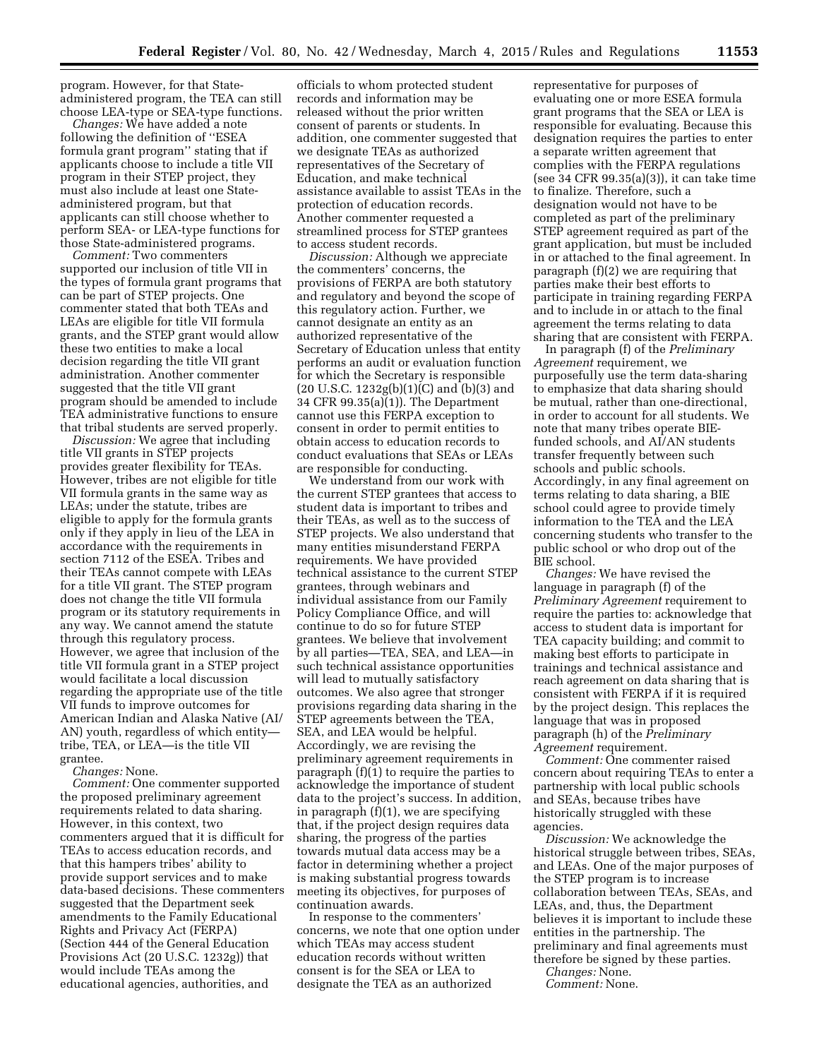program. However, for that State-administered program, the TEA can still choose LEA-type or SEA-type functions.

*Changes:* We have added a note following the definition of "ESEA formula grant program" stating that if applicants choose to include a title VII program in their STEP project, they must also include at least one State-administered program, but that applicants can still choose whether to perform SEA- or LEA-type functions for those State-administered programs.

*Comment:* Two commenters supported our inclusion of title VII in the types of formula grant programs that can be part of STEP projects. One commenter stated that both TEAs and LEAs are eligible for title VII formula grants, and the STEP grant would allow these two entities to make a local decision regarding the title VII grant administration. Another commenter suggested that the title VII grant program should be amended to include TEA administrative functions to ensure that tribal students are served properly.

*Discussion:* We agree that including title VII grants in STEP projects provides greater flexibility for TEAs. However, tribes are not eligible for title VII formula grants in the same way as LEAs; under the statute, tribes are eligible to apply for the formula grants only if they apply in lieu of the LEA in accordance with the requirements in section 7112 of the ESEA. Tribes and their TEAs cannot compete with LEAs for a title VII grant. The STEP program does not change the title VII formula program or its statutory requirements in any way. We cannot amend the statute through this regulatory process. However, we agree that inclusion of the title VII formula grant in a STEP project would facilitate a local discussion regarding the appropriate use of the title VII funds to improve outcomes for American Indian and Alaska Native (AI/AN) youth, regardless of which entity—tribe, TEA, or LEA—is the title VII grantee.

*Changes:* None.

*Comment:* One commenter supported the proposed preliminary agreement requirements related to data sharing. However, in this context, two commenters argued that it is difficult for TEAs to access education records, and that this hampers tribes' ability to provide support services and to make data-based decisions. These commenters suggested that the Department seek amendments to the Family Educational Rights and Privacy Act (FERPA) (Section 444 of the General Education Provisions Act (20 U.S.C. 1232g)) that would include TEAs among the educational agencies, authorities, and officials to whom protected student records and information may be released without the prior written consent of parents or students. In addition, one commenter suggested that we designate TEAs as authorized representatives of the Secretary of Education, and make technical assistance available to assist TEAs in the protection of education records. Another commenter requested a streamlined process for STEP grantees to access student records.

*Discussion:* Although we appreciate the commenters' concerns, the provisions of FERPA are both statutory and regulatory and beyond the scope of this regulatory action. Further, we cannot designate an entity as an authorized representative of the Secretary of Education unless that entity performs an audit or evaluation function for which the Secretary is responsible (20 U.S.C. 1232g(b)(1)(C) and (b)(3) and 34 CFR 99.35(a)(1)). The Department cannot use this FERPA exception to consent in order to permit entities to obtain access to education records to conduct evaluations that SEAs or LEAs are responsible for conducting.

We understand from our work with the current STEP grantees that access to student data is important to tribes and their TEAs, as well as to the success of STEP projects. We also understand that many entities misunderstand FERPA requirements. We have provided technical assistance to the current STEP grantees, through webinars and individual assistance from our Family Policy Compliance Office, and will continue to do so for future STEP grantees. We believe that involvement by all parties—TEA, SEA, and LEA—in such technical assistance opportunities will lead to mutually satisfactory outcomes. We also agree that stronger provisions regarding data sharing in the STEP agreements between the TEA, SEA, and LEA would be helpful. Accordingly, we are revising the preliminary agreement requirements in paragraph (f)(1) to require the parties to acknowledge the importance of student data to the project's success. In addition, in paragraph (f)(1), we are specifying that, if the project design requires data sharing, the progress of the parties towards mutual data access may be a factor in determining whether a project is making substantial progress towards meeting its objectives, for purposes of continuation awards.

In response to the commenters' concerns, we note that one option under which TEAs may access student education records without written consent is for the SEA or LEA to designate the TEA as an authorized representative for purposes of evaluating one or more ESEA formula grant programs that the SEA or LEA is responsible for evaluating. Because this designation requires the parties to enter a separate written agreement that complies with the FERPA regulations (see 34 CFR 99.35(a)(3)), it can take time to finalize. Therefore, such a designation would not have to be completed as part of the preliminary STEP agreement required as part of the grant application, but must be included in or attached to the final agreement. In paragraph (f)(2) we are requiring that parties make their best efforts to participate in training regarding FERPA and to include in or attach to the final agreement the terms relating to data sharing that are consistent with FERPA.

In paragraph (f) of the *Preliminary Agreement* requirement, we purposefully use the term data-sharing to emphasize that data sharing should be mutual, rather than one-directional, in order to account for all students. We note that many tribes operate BIE-funded schools, and AI/AN students transfer frequently between such schools and public schools. Accordingly, in any final agreement on terms relating to data sharing, a BIE school could agree to provide timely information to the TEA and the LEA concerning students who transfer to the public school or who drop out of the BIE school.

*Changes:* We have revised the language in paragraph (f) of the *Preliminary Agreement* requirement to require the parties to: acknowledge that access to student data is important for TEA capacity building; and commit to making best efforts to participate in trainings and technical assistance and reach agreement on data sharing that is consistent with FERPA if it is required by the project design. This replaces the language that was in proposed paragraph (h) of the *Preliminary Agreement* requirement.

*Comment:* One commenter raised concern about requiring TEAs to enter a partnership with local public schools and SEAs, because tribes have historically struggled with these agencies.

*Discussion:* We acknowledge the historical struggle between tribes, SEAs, and LEAs. One of the major purposes of the STEP program is to increase collaboration between TEAs, SEAs, and LEAs, and, thus, the Department believes it is important to include these entities in the partnership. The preliminary and final agreements must therefore be signed by these parties.

*Changes:* None.

*Comment:* None.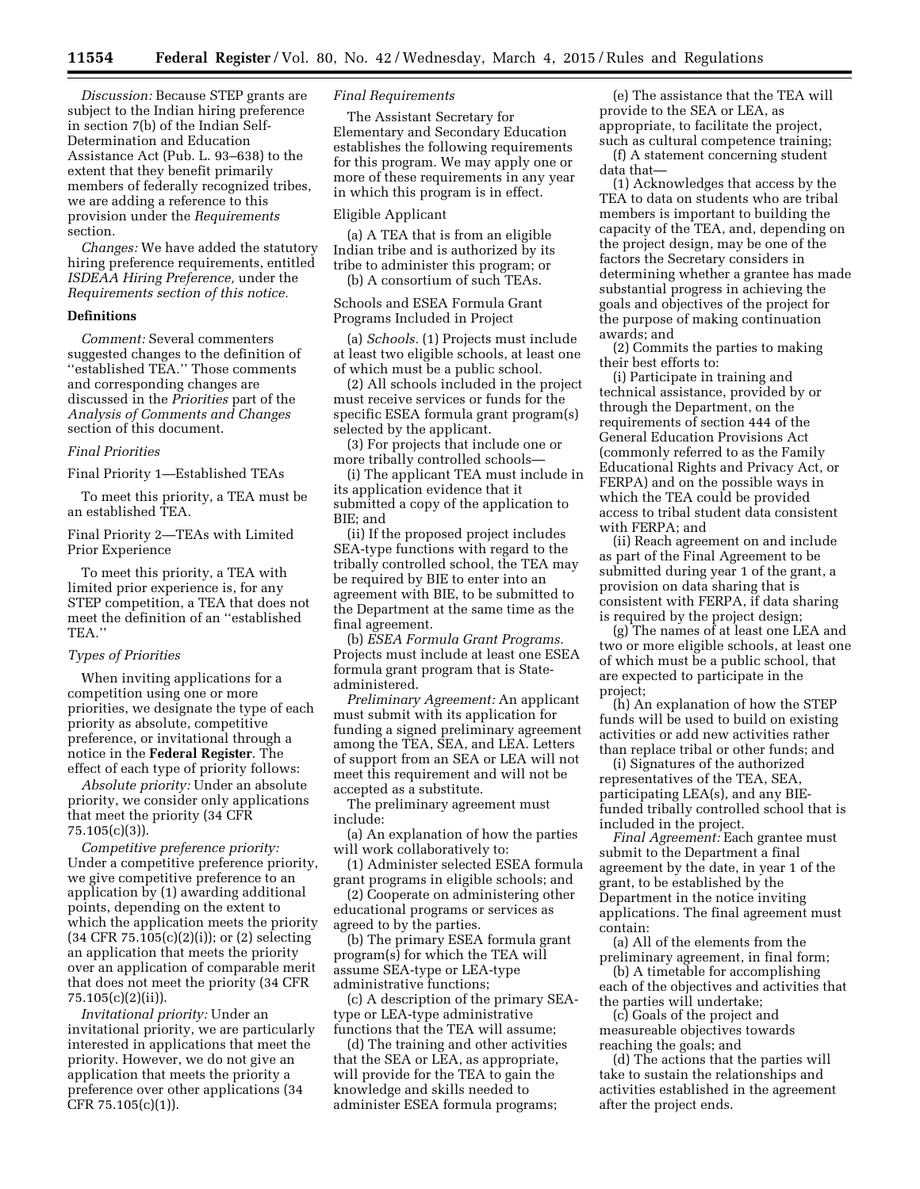*Discussion:* Because STEP grants are subject to the Indian hiring preference in section 7(b) of the Indian Self-Determination and Education Assistance Act (Pub. L. 93–638) to the extent that they benefit primarily members of federally recognized tribes, we are adding a reference to this provision under the *Requirements* section.

*Changes:* We have added the statutory hiring preference requirements, entitled *ISDEAA Hiring Preference,* under the *Requirements section of this notice.*

**Definitions**

*Comment:* Several commenters suggested changes to the definition of ''established TEA.'' Those comments and corresponding changes are discussed in the *Priorities* part of the *Analysis of Comments and Changes* section of this document.

*Final Priorities*

Final Priority 1—Established TEAs

To meet this priority, a TEA must be an established TEA.

Final Priority 2—TEAs with Limited Prior Experience

To meet this priority, a TEA with limited prior experience is, for any STEP competition, a TEA that does not meet the definition of an ''established TEA.''

*Types of Priorities*

When inviting applications for a competition using one or more priorities, we designate the type of each priority as absolute, competitive preference, or invitational through a notice in the **Federal Register**. The effect of each type of priority follows:

*Absolute priority:* Under an absolute priority, we consider only applications that meet the priority (34 CFR 75.105(c)(3)).

*Competitive preference priority:* Under a competitive preference priority, we give competitive preference to an application by (1) awarding additional points, depending on the extent to which the application meets the priority (34 CFR 75.105(c)(2)(i)); or (2) selecting an application that meets the priority over an application of comparable merit that does not meet the priority (34 CFR 75.105(c)(2)(ii)).

*Invitational priority:* Under an invitational priority, we are particularly interested in applications that meet the priority. However, we do not give an application that meets the priority a preference over other applications (34 CFR 75.105(c)(1)).

*Final Requirements*

The Assistant Secretary for Elementary and Secondary Education establishes the following requirements for this program. We may apply one or more of these requirements in any year in which this program is in effect.

Eligible Applicant

(a) A TEA that is from an eligible Indian tribe and is authorized by its tribe to administer this program; or

(b) A consortium of such TEAs.

Schools and ESEA Formula Grant Programs Included in Project

(a) *Schools.* (1) Projects must include at least two eligible schools, at least one of which must be a public school.

(2) All schools included in the project must receive services or funds for the specific ESEA formula grant program(s) selected by the applicant.

(3) For projects that include one or more tribally controlled schools—

(i) The applicant TEA must include in its application evidence that it submitted a copy of the application to BIE; and

(ii) If the proposed project includes SEA-type functions with regard to the tribally controlled school, the TEA may be required by BIE to enter into an agreement with BIE, to be submitted to the Department at the same time as the final agreement.

(b) *ESEA Formula Grant Programs.* Projects must include at least one ESEA formula grant program that is State-administered.

*Preliminary Agreement:* An applicant must submit with its application for funding a signed preliminary agreement among the TEA, SEA, and LEA. Letters of support from an SEA or LEA will not meet this requirement and will not be accepted as a substitute.

The preliminary agreement must include:

(a) An explanation of how the parties will work collaboratively to:

(1) Administer selected ESEA formula grant programs in eligible schools; and

(2) Cooperate on administering other educational programs or services as agreed to by the parties.

(b) The primary ESEA formula grant program(s) for which the TEA will assume SEA-type or LEA-type administrative functions;

(c) A description of the primary SEA-type or LEA-type administrative functions that the TEA will assume;

(d) The training and other activities that the SEA or LEA, as appropriate, will provide for the TEA to gain the knowledge and skills needed to administer ESEA formula programs;

(e) The assistance that the TEA will provide to the SEA or LEA, as appropriate, to facilitate the project, such as cultural competence training;

(f) A statement concerning student data that—

(1) Acknowledges that access by the TEA to data on students who are tribal members is important to building the capacity of the TEA, and, depending on the project design, may be one of the factors the Secretary considers in determining whether a grantee has made substantial progress in achieving the goals and objectives of the project for the purpose of making continuation awards; and

(2) Commits the parties to making their best efforts to:

(i) Participate in training and technical assistance, provided by or through the Department, on the requirements of section 444 of the General Education Provisions Act (commonly referred to as the Family Educational Rights and Privacy Act, or FERPA) and on the possible ways in which the TEA could be provided access to tribal student data consistent with FERPA; and

(ii) Reach agreement on and include as part of the Final Agreement to be submitted during year 1 of the grant, a provision on data sharing that is consistent with FERPA, if data sharing is required by the project design;

(g) The names of at least one LEA and two or more eligible schools, at least one of which must be a public school, that are expected to participate in the project;

(h) An explanation of how the STEP funds will be used to build on existing activities or add new activities rather than replace tribal or other funds; and

(i) Signatures of the authorized representatives of the TEA, SEA, participating LEA(s), and any BIE-funded tribally controlled school that is included in the project.

*Final Agreement:* Each grantee must submit to the Department a final agreement by the date, in year 1 of the grant, to be established by the Department in the notice inviting applications. The final agreement must contain:

(a) All of the elements from the preliminary agreement, in final form;

(b) A timetable for accomplishing each of the objectives and activities that the parties will undertake;

(c) Goals of the project and measureable objectives towards reaching the goals; and

(d) The actions that the parties will take to sustain the relationships and activities established in the agreement after the project ends.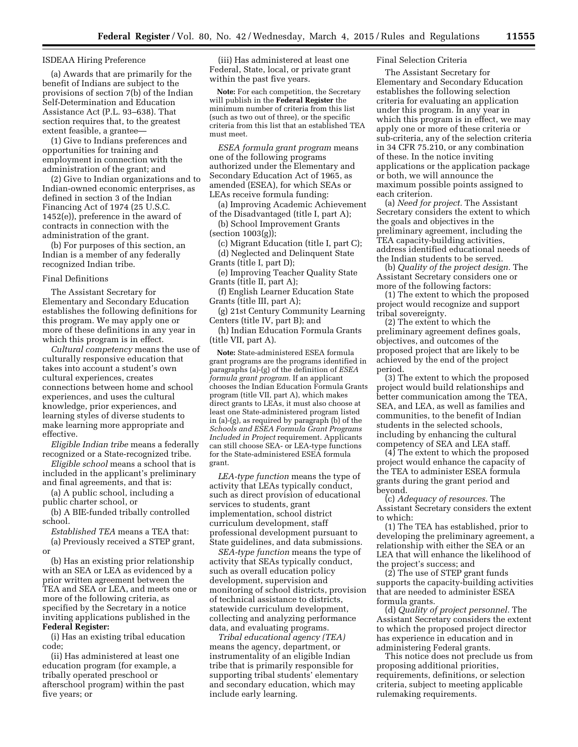ISDEAA Hiring Preference

(a) Awards that are primarily for the benefit of Indians are subject to the provisions of section 7(b) of the Indian Self-Determination and Education Assistance Act (P.L. 93–638). That section requires that, to the greatest extent feasible, a grantee—

(1) Give to Indians preferences and opportunities for training and employment in connection with the administration of the grant; and

(2) Give to Indian organizations and to Indian-owned economic enterprises, as defined in section 3 of the Indian Financing Act of 1974 (25 U.S.C. 1452(e)), preference in the award of contracts in connection with the administration of the grant.

(b) For purposes of this section, an Indian is a member of any federally recognized Indian tribe.

Final Definitions

The Assistant Secretary for Elementary and Secondary Education establishes the following definitions for this program. We may apply one or more of these definitions in any year in which this program is in effect.

*Cultural competency* means the use of culturally responsive education that takes into account a student's own cultural experiences, creates connections between home and school experiences, and uses the cultural knowledge, prior experiences, and learning styles of diverse students to make learning more appropriate and effective.

*Eligible Indian tribe* means a federally recognized or a State-recognized tribe.

*Eligible school* means a school that is included in the applicant's preliminary and final agreements, and that is:

(a) A public school, including a public charter school, or

(b) A BIE-funded tribally controlled school.

*Established TEA* means a TEA that:

(a) Previously received a STEP grant, or

(b) Has an existing prior relationship with an SEA or LEA as evidenced by a prior written agreement between the TEA and SEA or LEA, and meets one or more of the following criteria, as specified by the Secretary in a notice inviting applications published in the **Federal Register:**

(i) Has an existing tribal education code;

(ii) Has administered at least one education program (for example, a tribally operated preschool or afterschool program) within the past five years; or

(iii) Has administered at least one Federal, State, local, or private grant within the past five years.

**Note:** For each competition, the Secretary will publish in the **Federal Register** the minimum number of criteria from this list (such as two out of three), or the specific criteria from this list that an established TEA must meet.

*ESEA formula grant program* means one of the following programs authorized under the Elementary and Secondary Education Act of 1965, as amended (ESEA), for which SEAs or LEAs receive formula funding:

(a) Improving Academic Achievement of the Disadvantaged (title I, part A);

(b) School Improvement Grants (section 1003(g));

(c) Migrant Education (title I, part C);

(d) Neglected and Delinquent State Grants (title I, part D);

(e) Improving Teacher Quality State Grants (title II, part A);

(f) English Learner Education State Grants (title III, part A);

(g) 21st Century Community Learning Centers (title IV, part B); and

(h) Indian Education Formula Grants (title VII, part A).

**Note:** State-administered ESEA formula grant programs are the programs identified in paragraphs (a)-(g) of the definition of *ESEA formula grant program.* If an applicant chooses the Indian Education Formula Grants program (title VII, part A), which makes direct grants to LEAs, it must also choose at least one State-administered program listed in (a)-(g), as required by paragraph (b) of the *Schools and ESEA Formula Grant Programs Included in Project* requirement. Applicants can still choose SEA- or LEA-type functions for the State-administered ESEA formula grant.

*LEA-type function* means the type of activity that LEAs typically conduct, such as direct provision of educational services to students, grant implementation, school district curriculum development, staff professional development pursuant to State guidelines, and data submissions.

*SEA-type function* means the type of activity that SEAs typically conduct, such as overall education policy development, supervision and monitoring of school districts, provision of technical assistance to districts, statewide curriculum development, collecting and analyzing performance data, and evaluating programs.

*Tribal educational agency (TEA)* means the agency, department, or instrumentality of an eligible Indian tribe that is primarily responsible for supporting tribal students' elementary and secondary education, which may include early learning.

Final Selection Criteria

The Assistant Secretary for Elementary and Secondary Education establishes the following selection criteria for evaluating an application under this program. In any year in which this program is in effect, we may apply one or more of these criteria or sub-criteria, any of the selection criteria in 34 CFR 75.210, or any combination of these. In the notice inviting applications or the application package or both, we will announce the maximum possible points assigned to each criterion.

(a) *Need for project.* The Assistant Secretary considers the extent to which the goals and objectives in the preliminary agreement, including the TEA capacity-building activities, address identified educational needs of the Indian students to be served.

(b) *Quality of the project design.* The Assistant Secretary considers one or more of the following factors:

(1) The extent to which the proposed project would recognize and support tribal sovereignty.

(2) The extent to which the preliminary agreement defines goals, objectives, and outcomes of the proposed project that are likely to be achieved by the end of the project period.

(3) The extent to which the proposed project would build relationships and better communication among the TEA, SEA, and LEA, as well as families and communities, to the benefit of Indian students in the selected schools, including by enhancing the cultural competency of SEA and LEA staff.

(4) The extent to which the proposed project would enhance the capacity of the TEA to administer ESEA formula grants during the grant period and beyond.

(c) *Adequacy of resources.* The Assistant Secretary considers the extent to which:

(1) The TEA has established, prior to developing the preliminary agreement, a relationship with either the SEA or an LEA that will enhance the likelihood of the project's success; and

(2) The use of STEP grant funds supports the capacity-building activities that are needed to administer ESEA formula grants.

(d) *Quality of project personnel.* The Assistant Secretary considers the extent to which the proposed project director has experience in education and in administering Federal grants.

This notice does not preclude us from proposing additional priorities, requirements, definitions, or selection criteria, subject to meeting applicable rulemaking requirements.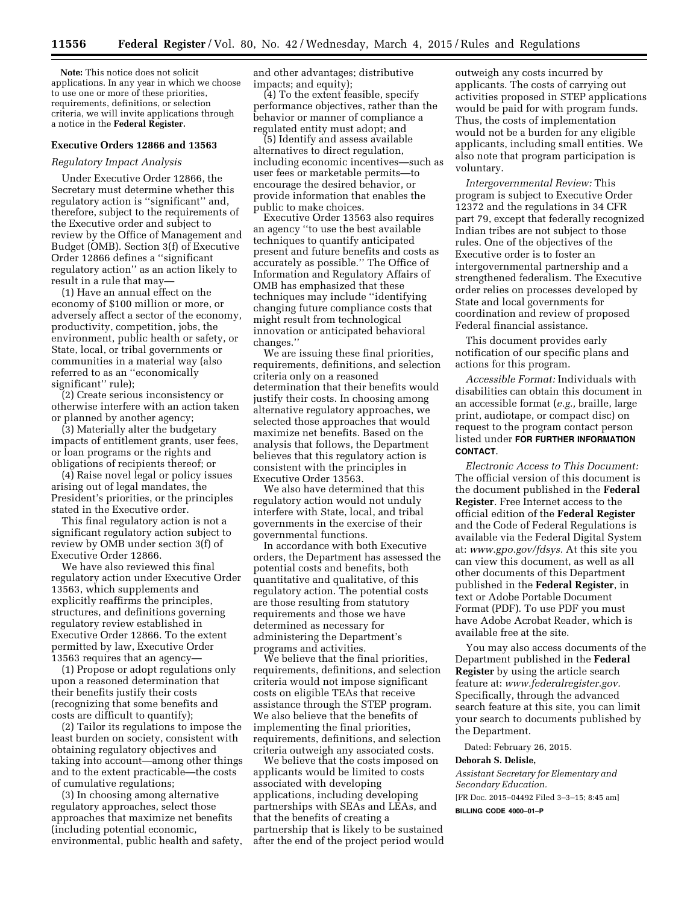**Note:** This notice does not solicit applications. In any year in which we choose to use one or more of these priorities, requirements, definitions, or selection criteria, we will invite applications through a notice in the **Federal Register.**

### Executive Orders 12866 and 13563

*Regulatory Impact Analysis*

Under Executive Order 12866, the Secretary must determine whether this regulatory action is ''significant'' and, therefore, subject to the requirements of the Executive order and subject to review by the Office of Management and Budget (OMB). Section 3(f) of Executive Order 12866 defines a ''significant regulatory action'' as an action likely to result in a rule that may—

(1) Have an annual effect on the economy of $100 million or more, or adversely affect a sector of the economy, productivity, competition, jobs, the environment, public health or safety, or State, local, or tribal governments or communities in a material way (also referred to as an ''economically significant'' rule);

(2) Create serious inconsistency or otherwise interfere with an action taken or planned by another agency;

(3) Materially alter the budgetary impacts of entitlement grants, user fees, or loan programs or the rights and obligations of recipients thereof; or

(4) Raise novel legal or policy issues arising out of legal mandates, the President's priorities, or the principles stated in the Executive order.

This final regulatory action is not a significant regulatory action subject to review by OMB under section 3(f) of Executive Order 12866.

We have also reviewed this final regulatory action under Executive Order 13563, which supplements and explicitly reaffirms the principles, structures, and definitions governing regulatory review established in Executive Order 12866. To the extent permitted by law, Executive Order 13563 requires that an agency—

(1) Propose or adopt regulations only upon a reasoned determination that their benefits justify their costs (recognizing that some benefits and costs are difficult to quantify);

(2) Tailor its regulations to impose the least burden on society, consistent with obtaining regulatory objectives and taking into account—among other things and to the extent practicable—the costs of cumulative regulations;

(3) In choosing among alternative regulatory approaches, select those approaches that maximize net benefits (including potential economic, environmental, public health and safety, and other advantages; distributive impacts; and equity);

(4) To the extent feasible, specify performance objectives, rather than the behavior or manner of compliance a regulated entity must adopt; and

(5) Identify and assess available alternatives to direct regulation, including economic incentives—such as user fees or marketable permits—to encourage the desired behavior, or provide information that enables the public to make choices.

Executive Order 13563 also requires an agency ''to use the best available techniques to quantify anticipated present and future benefits and costs as accurately as possible.'' The Office of Information and Regulatory Affairs of OMB has emphasized that these techniques may include ''identifying changing future compliance costs that might result from technological innovation or anticipated behavioral changes.''

We are issuing these final priorities, requirements, definitions, and selection criteria only on a reasoned determination that their benefits would justify their costs. In choosing among alternative regulatory approaches, we selected those approaches that would maximize net benefits. Based on the analysis that follows, the Department believes that this regulatory action is consistent with the principles in Executive Order 13563.

We also have determined that this regulatory action would not unduly interfere with State, local, and tribal governments in the exercise of their governmental functions.

In accordance with both Executive orders, the Department has assessed the potential costs and benefits, both quantitative and qualitative, of this regulatory action. The potential costs are those resulting from statutory requirements and those we have determined as necessary for administering the Department's programs and activities.

We believe that the final priorities, requirements, definitions, and selection criteria would not impose significant costs on eligible TEAs that receive assistance through the STEP program. We also believe that the benefits of implementing the final priorities, requirements, definitions, and selection criteria outweigh any associated costs.

We believe that the costs imposed on applicants would be limited to costs associated with developing applications, including developing partnerships with SEAs and LEAs, and that the benefits of creating a partnership that is likely to be sustained after the end of the project period would outweigh any costs incurred by applicants. The costs of carrying out activities proposed in STEP applications would be paid for with program funds. Thus, the costs of implementation would not be a burden for any eligible applicants, including small entities. We also note that program participation is voluntary.

*Intergovernmental Review:* This program is subject to Executive Order 12372 and the regulations in 34 CFR part 79, except that federally recognized Indian tribes are not subject to those rules. One of the objectives of the Executive order is to foster an intergovernmental partnership and a strengthened federalism. The Executive order relies on processes developed by State and local governments for coordination and review of proposed Federal financial assistance.

This document provides early notification of our specific plans and actions for this program.

*Accessible Format:* Individuals with disabilities can obtain this document in an accessible format (*e.g.,* braille, large print, audiotape, or compact disc) on request to the program contact person listed under **FOR FURTHER INFORMATION CONTACT**.

*Electronic Access to This Document:* The official version of this document is the document published in the **Federal Register**. Free Internet access to the official edition of the **Federal Register** and the Code of Federal Regulations is available via the Federal Digital System at: *www.gpo.gov/fdsys.* At this site you can view this document, as well as all other documents of this Department published in the **Federal Register**, in text or Adobe Portable Document Format (PDF). To use PDF you must have Adobe Acrobat Reader, which is available free at the site.

You may also access documents of the Department published in the **Federal Register** by using the article search feature at: *www.federalregister.gov.* Specifically, through the advanced search feature at this site, you can limit your search to documents published by the Department.

Dated: February 26, 2015.

**Deborah S. Delisle,**

*Assistant Secretary for Elementary and Secondary Education.*

[FR Doc. 2015–04492 Filed 3–3–15; 8:45 am]

**BILLING CODE 4000–01–P**